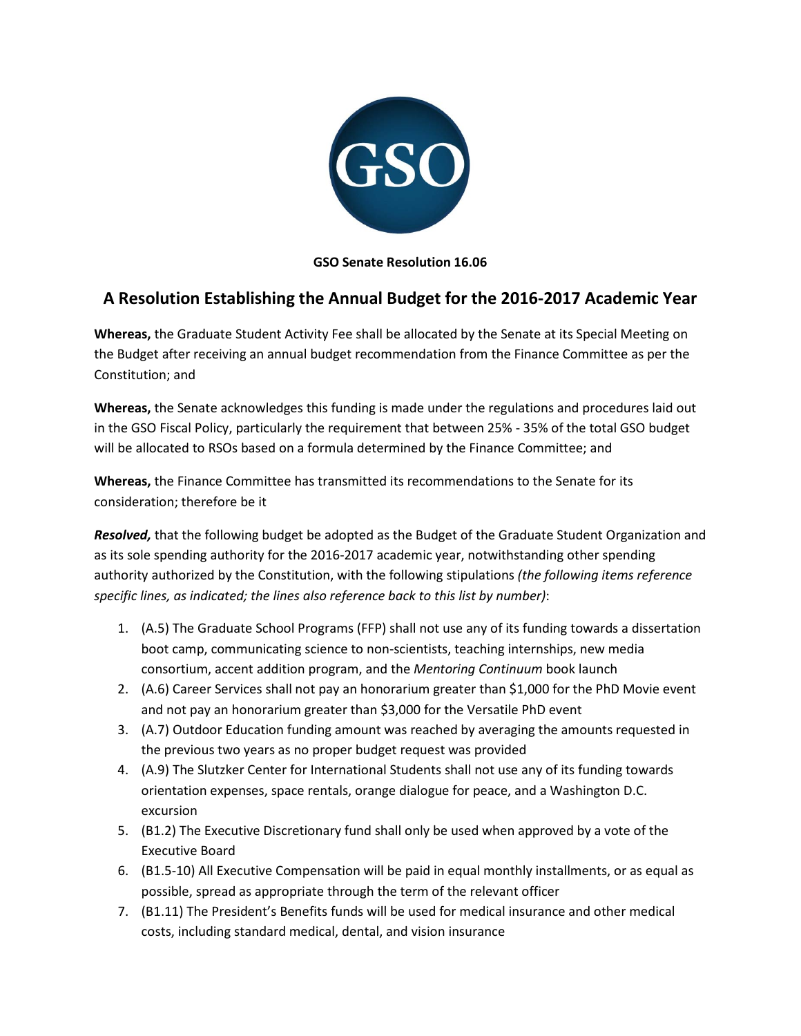**GSO Senate Resolution 16.06**

## A Resolution Establishing the Annual Budget for the 2016-2017 Academic Year

**Whereas,** the Graduate Student Activity Fee shall be allocated by the Senate at its Special Meeting on the Budget after receiving an annual budget recommendation from the Finance Committee as per the Constitution; and

**Whereas,** the Senate acknowledges this funding is made under the regulations and procedures laid out in the GSO Fiscal Policy, particularly the requirement that between 25% - 35% of the total GSO budget will be allocated to RSOs based on a formula determined by the Finance Committee; and

**Whereas,** the Finance Committee has transmitted its recommendations to the Senate for its consideration; therefore be it

***Resolved,*** that the following budget be adopted as the Budget of the Graduate Student Organization and as its sole spending authority for the 2016-2017 academic year, notwithstanding other spending authority authorized by the Constitution, with the following stipulations *(the following items reference specific lines, as indicated; the lines also reference back to this list by number)*:

1. (A.5) The Graduate School Programs (FFP) shall not use any of its funding towards a dissertation boot camp, communicating science to non-scientists, teaching internships, new media consortium, accent addition program, and the *Mentoring Continuum* book launch
2. (A.6) Career Services shall not pay an honorarium greater than $1,000 for the PhD Movie event and not pay an honorarium greater than $3,000 for the Versatile PhD event
3. (A.7) Outdoor Education funding amount was reached by averaging the amounts requested in the previous two years as no proper budget request was provided
4. (A.9) The Slutzker Center for International Students shall not use any of its funding towards orientation expenses, space rentals, orange dialogue for peace, and a Washington D.C. excursion
5. (B1.2) The Executive Discretionary fund shall only be used when approved by a vote of the Executive Board
6. (B1.5-10) All Executive Compensation will be paid in equal monthly installments, or as equal as possible, spread as appropriate through the term of the relevant officer
7. (B1.11) The President's Benefits funds will be used for medical insurance and other medical costs, including standard medical, dental, and vision insurance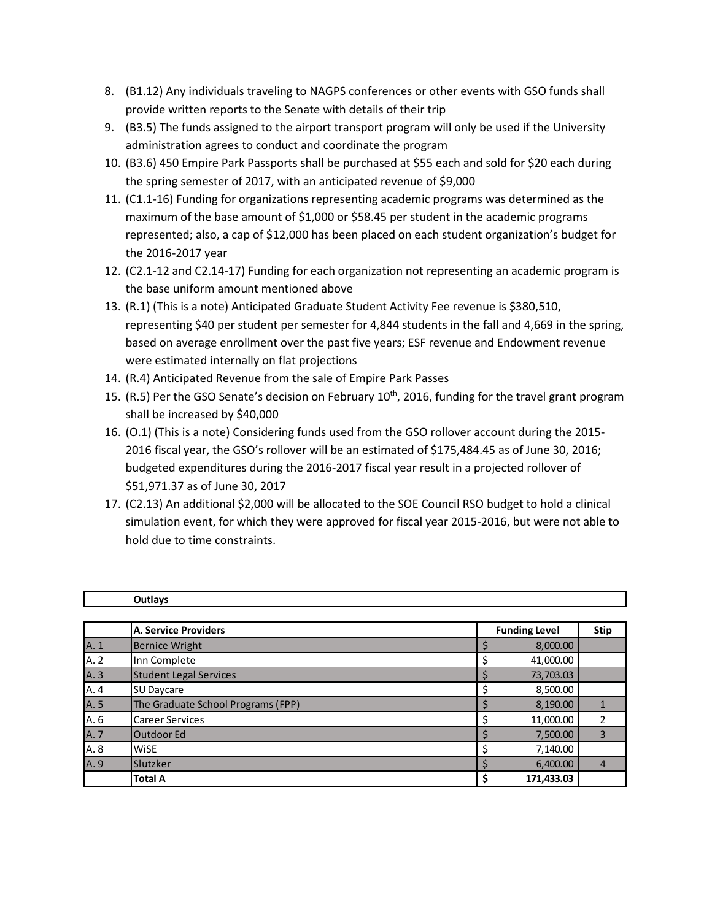8. (B1.12) Any individuals traveling to NAGPS conferences or other events with GSO funds shall provide written reports to the Senate with details of their trip
9. (B3.5) The funds assigned to the airport transport program will only be used if the University administration agrees to conduct and coordinate the program
10. (B3.6) 450 Empire Park Passports shall be purchased at $55 each and sold for $20 each during the spring semester of 2017, with an anticipated revenue of $9,000
11. (C1.1-16) Funding for organizations representing academic programs was determined as the maximum of the base amount of $1,000 or $58.45 per student in the academic programs represented; also, a cap of $12,000 has been placed on each student organization's budget for the 2016-2017 year
12. (C2.1-12 and C2.14-17) Funding for each organization not representing an academic program is the base uniform amount mentioned above
13. (R.1) (This is a note) Anticipated Graduate Student Activity Fee revenue is $380,510, representing $40 per student per semester for 4,844 students in the fall and 4,669 in the spring, based on average enrollment over the past five years; ESF revenue and Endowment revenue were estimated internally on flat projections
14. (R.4) Anticipated Revenue from the sale of Empire Park Passes
15. (R.5) Per the GSO Senate's decision on February 10th, 2016, funding for the travel grant program shall be increased by $40,000
16. (O.1) (This is a note) Considering funds used from the GSO rollover account during the 2015-2016 fiscal year, the GSO's rollover will be an estimated of $175,484.45 as of June 30, 2016; budgeted expenditures during the 2016-2017 fiscal year result in a projected rollover of $51,971.37 as of June 30, 2017
17. (C2.13) An additional $2,000 will be allocated to the SOE Council RSO budget to hold a clinical simulation event, for which they were approved for fiscal year 2015-2016, but were not able to hold due to time constraints.

**Outlays**

| | A. Service Providers | Funding Level | Stip |
|---|---|---|---|
| A. 1 | Bernice Wright | $ 8,000.00 | |
| A. 2 | Inn Complete | $ 41,000.00 | |
| A. 3 | Student Legal Services | $ 73,703.03 | |
| A. 4 | SU Daycare | $ 8,500.00 | |
| A. 5 | The Graduate School Programs (FPP) | $ 8,190.00 | 1 |
| A. 6 | Career Services | $ 11,000.00 | 2 |
| A. 7 | Outdoor Ed | $ 7,500.00 | 3 |
| A. 8 | WiSE | $ 7,140.00 | |
| A. 9 | Slutzker | $ 6,400.00 | 4 |
| | **Total A** | **$ 171,433.03** | |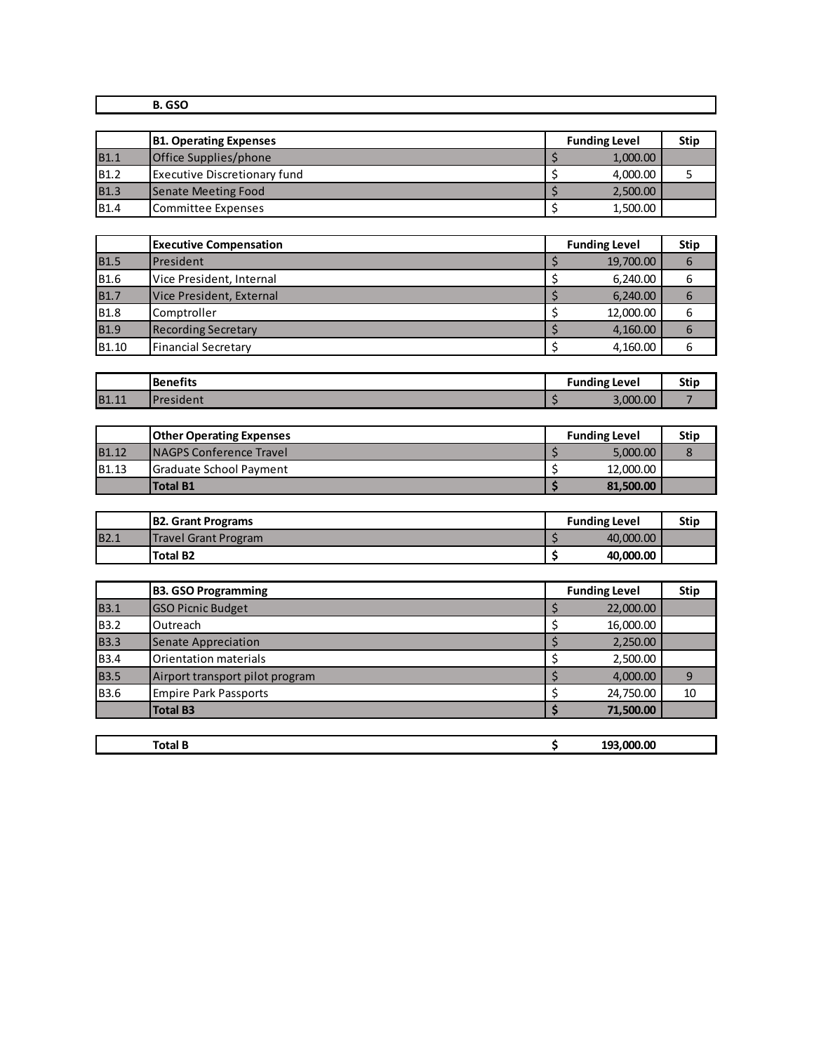## B. GSO

| | B1. Operating Expenses | Funding Level | Stip |
|---|---|---|---|
| B1.1 | Office Supplies/phone | $ 1,000.00 | |
| B1.2 | Executive Discretionary fund | $ 4,000.00 | 5 |
| B1.3 | Senate Meeting Food | $ 2,500.00 | |
| B1.4 | Committee Expenses | $ 1,500.00 | |

| | Executive Compensation | Funding Level | Stip |
|---|---|---|---|
| B1.5 | President | $ 19,700.00 | 6 |
| B1.6 | Vice President, Internal | $ 6,240.00 | 6 |
| B1.7 | Vice President, External | $ 6,240.00 | 6 |
| B1.8 | Comptroller | $ 12,000.00 | 6 |
| B1.9 | Recording Secretary | $ 4,160.00 | 6 |
| B1.10 | Financial Secretary | $ 4,160.00 | 6 |

| | Benefits | Funding Level | Stip |
|---|---|---|---|
| B1.11 | President | $ 3,000.00 | 7 |

| | Other Operating Expenses | Funding Level | Stip |
|---|---|---|---|
| B1.12 | NAGPS Conference Travel | $ 5,000.00 | 8 |
| B1.13 | Graduate School Payment | $ 12,000.00 | |
| | **Total B1** | **$ 81,500.00** | |

| | B2. Grant Programs | Funding Level | Stip |
|---|---|---|---|
| B2.1 | Travel Grant Program | $ 40,000.00 | |
| | **Total B2** | **$ 40,000.00** | |

| | B3. GSO Programming | Funding Level | Stip |
|---|---|---|---|
| B3.1 | GSO Picnic Budget | $ 22,000.00 | |
| B3.2 | Outreach | $ 16,000.00 | |
| B3.3 | Senate Appreciation | $ 2,250.00 | |
| B3.4 | Orientation materials | $ 2,500.00 | |
| B3.5 | Airport transport pilot program | $ 4,000.00 | 9 |
| B3.6 | Empire Park Passports | $ 24,750.00 | 10 |
| | **Total B3** | **$ 71,500.00** | |

| | | | |
|---|---|---|---|
| | **Total B** | **$ 193,000.00** | |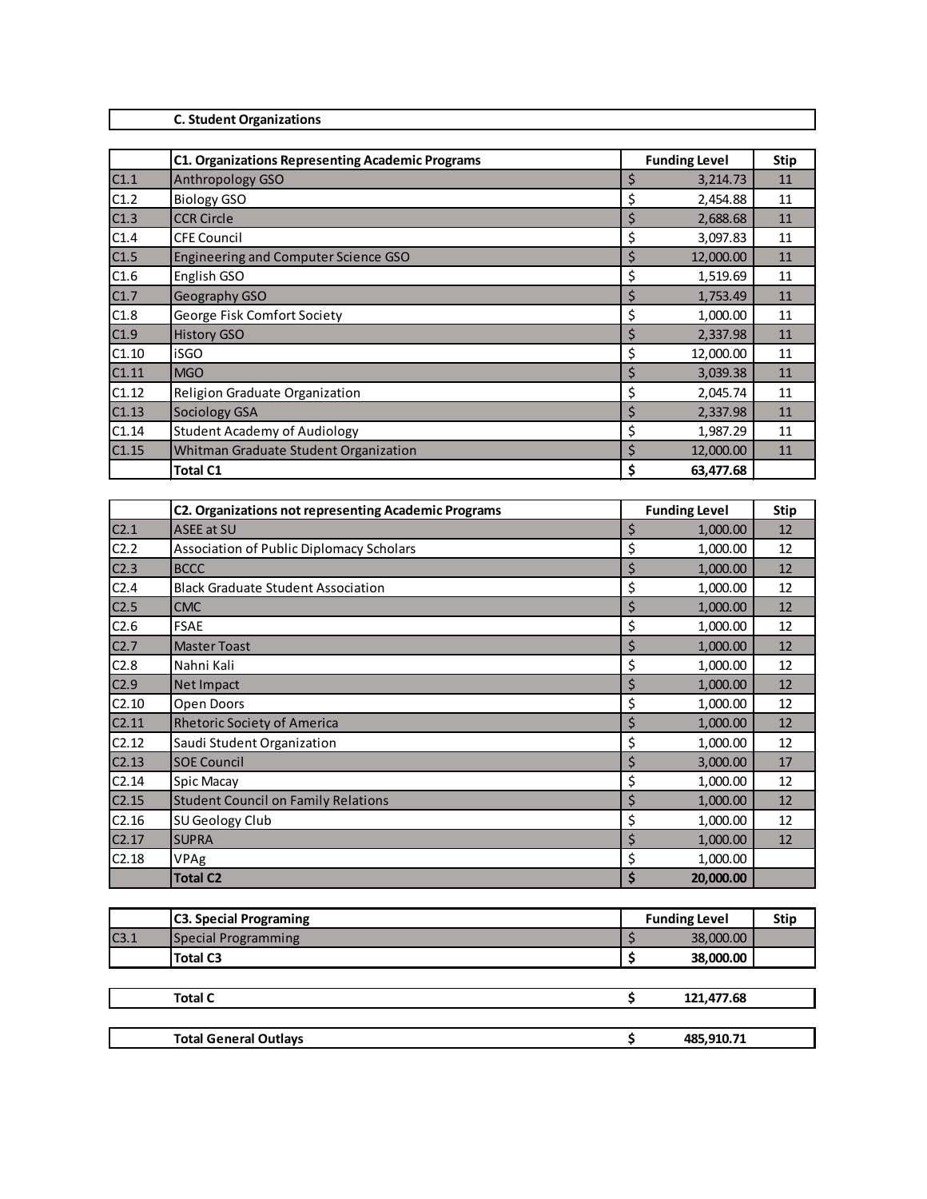## C. Student Organizations

| | C1. Organizations Representing Academic Programs | Funding Level | Stip |
|---|---|---|---|
| C1.1 | Anthropology GSO | $ 3,214.73 | 11 |
| C1.2 | Biology GSO | $ 2,454.88 | 11 |
| C1.3 | CCR Circle | $ 2,688.68 | 11 |
| C1.4 | CFE Council | $ 3,097.83 | 11 |
| C1.5 | Engineering and Computer Science GSO | $ 12,000.00 | 11 |
| C1.6 | English GSO | $ 1,519.69 | 11 |
| C1.7 | Geography GSO | $ 1,753.49 | 11 |
| C1.8 | George Fisk Comfort Society | $ 1,000.00 | 11 |
| C1.9 | History GSO | $ 2,337.98 | 11 |
| C1.10 | iSGO | $ 12,000.00 | 11 |
| C1.11 | MGO | $ 3,039.38 | 11 |
| C1.12 | Religion Graduate Organization | $ 2,045.74 | 11 |
| C1.13 | Sociology GSA | $ 2,337.98 | 11 |
| C1.14 | Student Academy of Audiology | $ 1,987.29 | 11 |
| C1.15 | Whitman Graduate Student Organization | $ 12,000.00 | 11 |
| | **Total C1** | **$ 63,477.68** | |

| | C2. Organizations not representing Academic Programs | Funding Level | Stip |
|---|---|---|---|
| C2.1 | ASEE at SU | $ 1,000.00 | 12 |
| C2.2 | Association of Public Diplomacy Scholars | $ 1,000.00 | 12 |
| C2.3 | BCCC | $ 1,000.00 | 12 |
| C2.4 | Black Graduate Student Association | $ 1,000.00 | 12 |
| C2.5 | CMC | $ 1,000.00 | 12 |
| C2.6 | FSAE | $ 1,000.00 | 12 |
| C2.7 | Master Toast | $ 1,000.00 | 12 |
| C2.8 | Nahni Kali | $ 1,000.00 | 12 |
| C2.9 | Net Impact | $ 1,000.00 | 12 |
| C2.10 | Open Doors | $ 1,000.00 | 12 |
| C2.11 | Rhetoric Society of America | $ 1,000.00 | 12 |
| C2.12 | Saudi Student Organization | $ 1,000.00 | 12 |
| C2.13 | SOE Council | $ 3,000.00 | 17 |
| C2.14 | Spic Macay | $ 1,000.00 | 12 |
| C2.15 | Student Council on Family Relations | $ 1,000.00 | 12 |
| C2.16 | SU Geology Club | $ 1,000.00 | 12 |
| C2.17 | SUPRA | $ 1,000.00 | 12 |
| C2.18 | VPAg | $ 1,000.00 | |
| | **Total C2** | **$ 20,000.00** | |

| | C3. Special Programing | Funding Level | Stip |
|---|---|---|---|
| C3.1 | Special Programming | $ 38,000.00 | |
| | **Total C3** | **$ 38,000.00** | |

| | | | |
|---|---|---|---|
| | **Total C** | **$ 121,477.68** | |
| | **Total General Outlays** | **$ 485,910.71** | |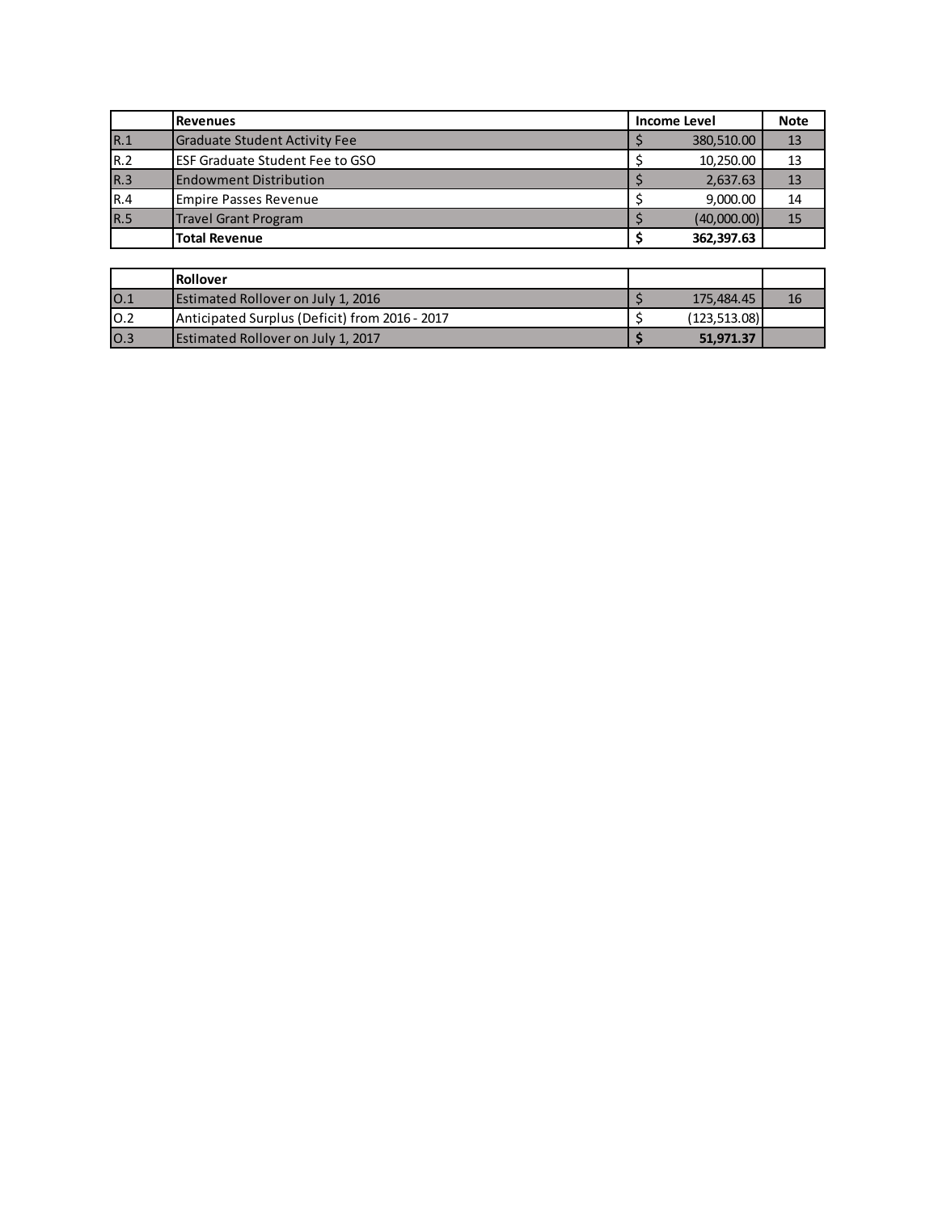| | Revenues | Income Level | Note |
|---|---|---|---|
| R.1 | Graduate Student Activity Fee | $ 380,510.00 | 13 |
| R.2 | ESF Graduate Student Fee to GSO | $ 10,250.00 | 13 |
| R.3 | Endowment Distribution | $ 2,637.63 | 13 |
| R.4 | Empire Passes Revenue | $ 9,000.00 | 14 |
| R.5 | Travel Grant Program | $ (40,000.00) | 15 |
| | **Total Revenue** | **$ 362,397.63** | |

| | Rollover | | |
|---|---|---|---|
| O.1 | Estimated Rollover on July 1, 2016 | $ 175,484.45 | 16 |
| O.2 | Anticipated Surplus (Deficit) from 2016 - 2017 | $ (123,513.08) | |
| O.3 | Estimated Rollover on July 1, 2017 | **$ 51,971.37** | |